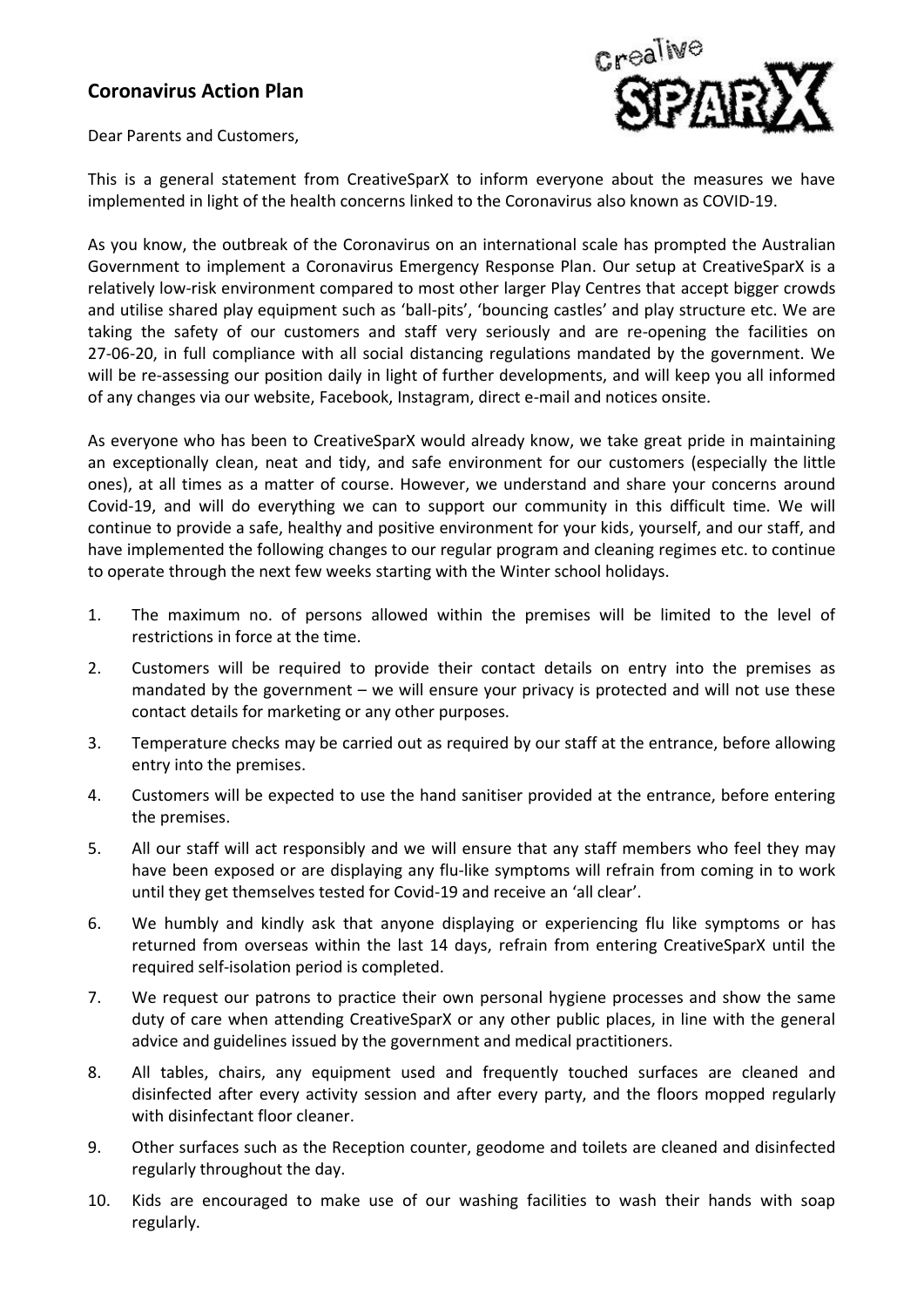## Coronavirus Action Plan

Dear Parents and Customers,

This is a general statement from CreativeSparX to inform everyone about the measures we have implemented in light of the health concerns linked to the Coronavirus also known as COVID-19.

As you know, the outbreak of the Coronavirus on an international scale has prompted the Australian Government to implement a Coronavirus Emergency Response Plan. Our setup at CreativeSparX is a relatively low-risk environment compared to most other larger Play Centres that accept bigger crowds and utilise shared play equipment such as 'ball-pits', 'bouncing castles' and play structure etc. We are taking the safety of our customers and staff very seriously and are re-opening the facilities on 27-06-20, in full compliance with all social distancing regulations mandated by the government. We will be re-assessing our position daily in light of further developments, and will keep you all informed of any changes via our website, Facebook, Instagram, direct e-mail and notices onsite.

As everyone who has been to CreativeSparX would already know, we take great pride in maintaining an exceptionally clean, neat and tidy, and safe environment for our customers (especially the little ones), at all times as a matter of course. However, we understand and share your concerns around Covid-19, and will do everything we can to support our community in this difficult time. We will continue to provide a safe, healthy and positive environment for your kids, yourself, and our staff, and have implemented the following changes to our regular program and cleaning regimes etc. to continue to operate through the next few weeks starting with the Winter school holidays.

1. The maximum no. of persons allowed within the premises will be limited to the level of restrictions in force at the time.
2. Customers will be required to provide their contact details on entry into the premises as mandated by the government – we will ensure your privacy is protected and will not use these contact details for marketing or any other purposes.
3. Temperature checks may be carried out as required by our staff at the entrance, before allowing entry into the premises.
4. Customers will be expected to use the hand sanitiser provided at the entrance, before entering the premises.
5. All our staff will act responsibly and we will ensure that any staff members who feel they may have been exposed or are displaying any flu-like symptoms will refrain from coming in to work until they get themselves tested for Covid-19 and receive an 'all clear'.
6. We humbly and kindly ask that anyone displaying or experiencing flu like symptoms or has returned from overseas within the last 14 days, refrain from entering CreativeSparX until the required self-isolation period is completed.
7. We request our patrons to practice their own personal hygiene processes and show the same duty of care when attending CreativeSparX or any other public places, in line with the general advice and guidelines issued by the government and medical practitioners.
8. All tables, chairs, any equipment used and frequently touched surfaces are cleaned and disinfected after every activity session and after every party, and the floors mopped regularly with disinfectant floor cleaner.
9. Other surfaces such as the Reception counter, geodome and toilets are cleaned and disinfected regularly throughout the day.
10. Kids are encouraged to make use of our washing facilities to wash their hands with soap regularly.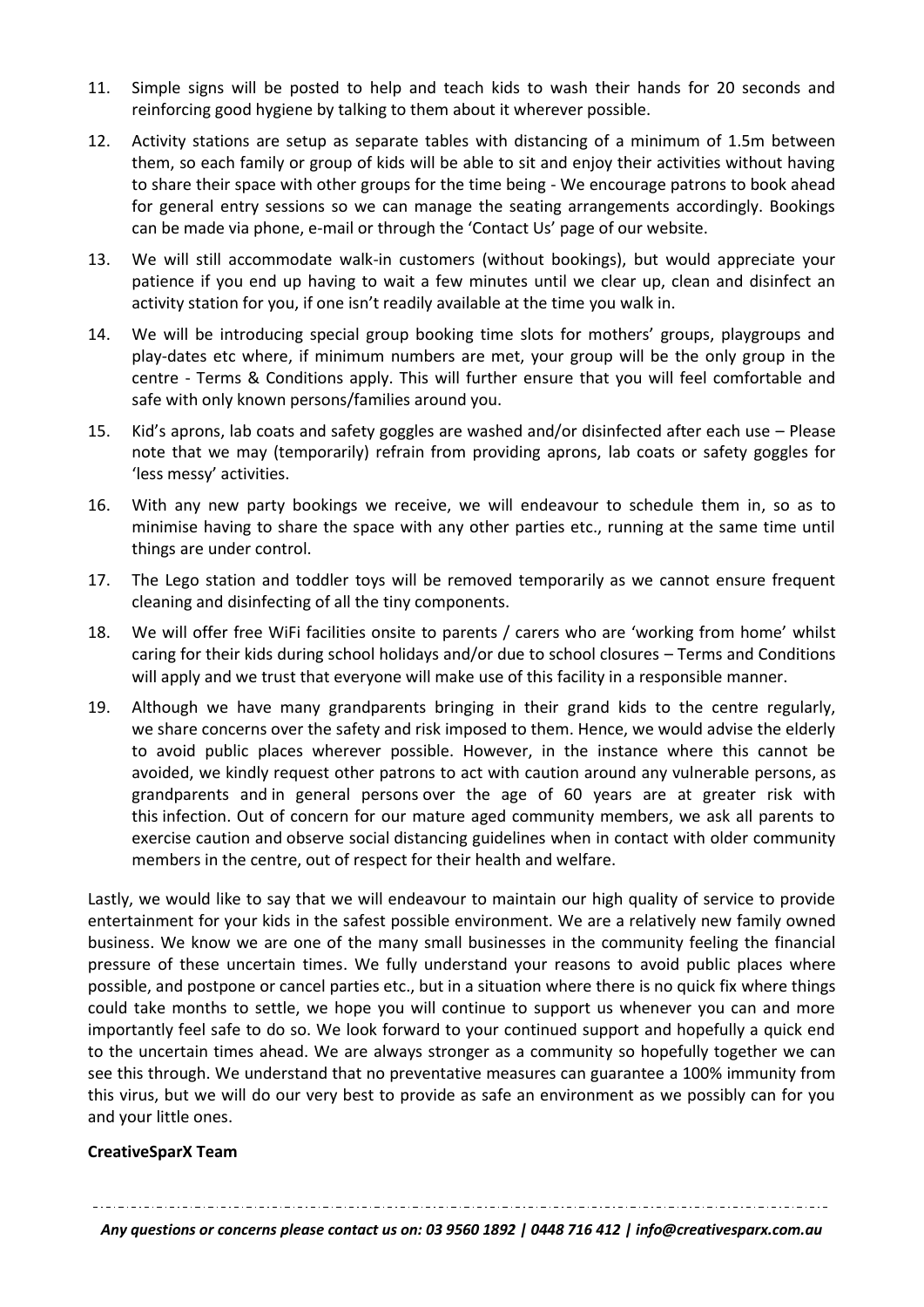11. Simple signs will be posted to help and teach kids to wash their hands for 20 seconds and reinforcing good hygiene by talking to them about it wherever possible.
12. Activity stations are setup as separate tables with distancing of a minimum of 1.5m between them, so each family or group of kids will be able to sit and enjoy their activities without having to share their space with other groups for the time being - We encourage patrons to book ahead for general entry sessions so we can manage the seating arrangements accordingly. Bookings can be made via phone, e-mail or through the 'Contact Us' page of our website.
13. We will still accommodate walk-in customers (without bookings), but would appreciate your patience if you end up having to wait a few minutes until we clear up, clean and disinfect an activity station for you, if one isn't readily available at the time you walk in.
14. We will be introducing special group booking time slots for mothers' groups, playgroups and play-dates etc where, if minimum numbers are met, your group will be the only group in the centre - Terms & Conditions apply. This will further ensure that you will feel comfortable and safe with only known persons/families around you.
15. Kid's aprons, lab coats and safety goggles are washed and/or disinfected after each use – Please note that we may (temporarily) refrain from providing aprons, lab coats or safety goggles for 'less messy' activities.
16. With any new party bookings we receive, we will endeavour to schedule them in, so as to minimise having to share the space with any other parties etc., running at the same time until things are under control.
17. The Lego station and toddler toys will be removed temporarily as we cannot ensure frequent cleaning and disinfecting of all the tiny components.
18. We will offer free WiFi facilities onsite to parents / carers who are 'working from home' whilst caring for their kids during school holidays and/or due to school closures – Terms and Conditions will apply and we trust that everyone will make use of this facility in a responsible manner.
19. Although we have many grandparents bringing in their grand kids to the centre regularly, we share concerns over the safety and risk imposed to them. Hence, we would advise the elderly to avoid public places wherever possible. However, in the instance where this cannot be avoided, we kindly request other patrons to act with caution around any vulnerable persons, as grandparents and in general persons over the age of 60 years are at greater risk with this infection. Out of concern for our mature aged community members, we ask all parents to exercise caution and observe social distancing guidelines when in contact with older community members in the centre, out of respect for their health and welfare.

Lastly, we would like to say that we will endeavour to maintain our high quality of service to provide entertainment for your kids in the safest possible environment. We are a relatively new family owned business. We know we are one of the many small businesses in the community feeling the financial pressure of these uncertain times. We fully understand your reasons to avoid public places where possible, and postpone or cancel parties etc., but in a situation where there is no quick fix where things could take months to settle, we hope you will continue to support us whenever you can and more importantly feel safe to do so. We look forward to your continued support and hopefully a quick end to the uncertain times ahead. We are always stronger as a community so hopefully together we can see this through. We understand that no preventative measures can guarantee a 100% immunity from this virus, but we will do our very best to provide as safe an environment as we possibly can for you and your little ones.

**CreativeSparX Team**

***Any questions or concerns please contact us on: 03 9560 1892 | 0448 716 412 | info@creativesparx.com.au***